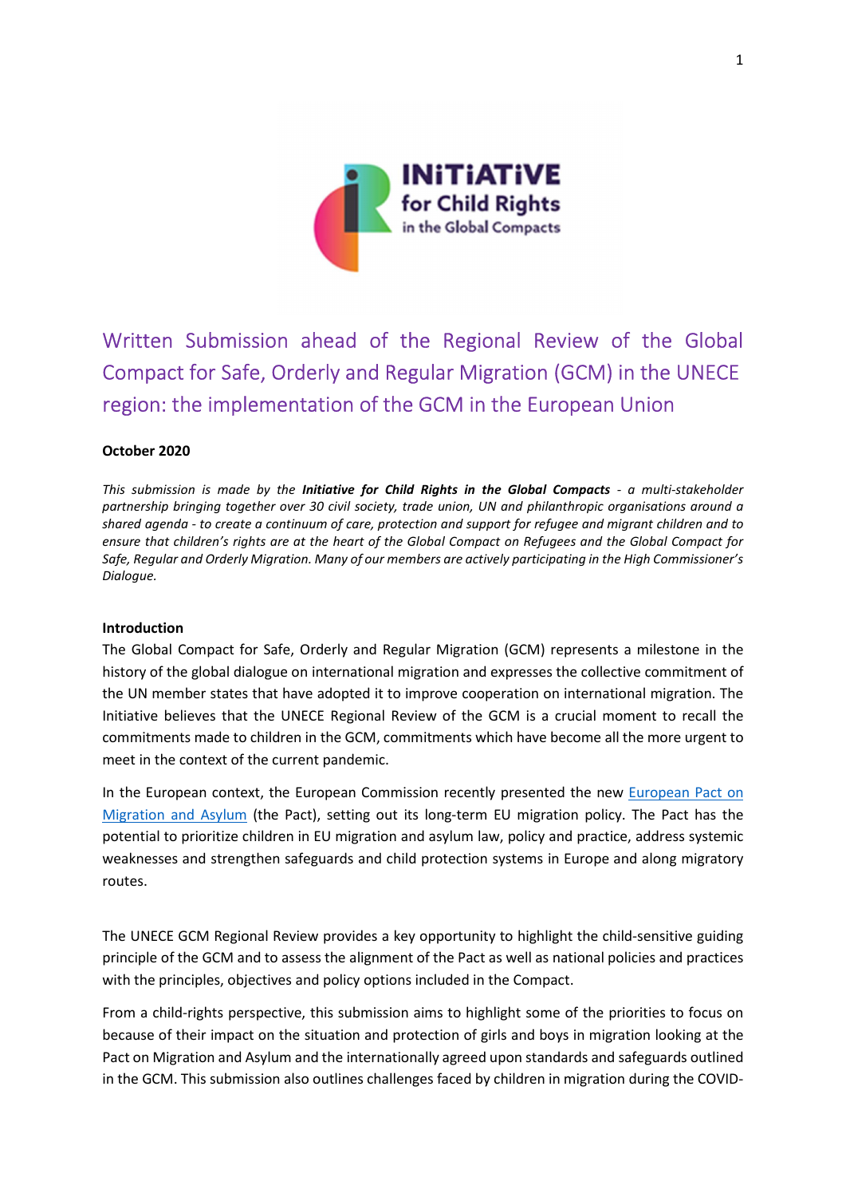# Written Submission ahead of the Regional Review of the Global Compact for Safe, Orderly and Regular Migration (GCM) in the UNECE region: the implementation of the GCM in the European Union

**October 2020**

*This submission is made by the* ***Initiative for Child Rights in the Global Compacts*** *- a multi-stakeholder partnership bringing together over 30 civil society, trade union, UN and philanthropic organisations around a shared agenda - to create a continuum of care, protection and support for refugee and migrant children and to ensure that children's rights are at the heart of the Global Compact on Refugees and the Global Compact for Safe, Regular and Orderly Migration. Many of our members are actively participating in the High Commissioner's Dialogue.*

**Introduction**

The Global Compact for Safe, Orderly and Regular Migration (GCM) represents a milestone in the history of the global dialogue on international migration and expresses the collective commitment of the UN member states that have adopted it to improve cooperation on international migration. The Initiative believes that the UNECE Regional Review of the GCM is a crucial moment to recall the commitments made to children in the GCM, commitments which have become all the more urgent to meet in the context of the current pandemic.

In the European context, the European Commission recently presented the new European Pact on Migration and Asylum (the Pact), setting out its long-term EU migration policy. The Pact has the potential to prioritize children in EU migration and asylum law, policy and practice, address systemic weaknesses and strengthen safeguards and child protection systems in Europe and along migratory routes.

The UNECE GCM Regional Review provides a key opportunity to highlight the child-sensitive guiding principle of the GCM and to assess the alignment of the Pact as well as national policies and practices with the principles, objectives and policy options included in the Compact.

From a child-rights perspective, this submission aims to highlight some of the priorities to focus on because of their impact on the situation and protection of girls and boys in migration looking at the Pact on Migration and Asylum and the internationally agreed upon standards and safeguards outlined in the GCM. This submission also outlines challenges faced by children in migration during the COVID-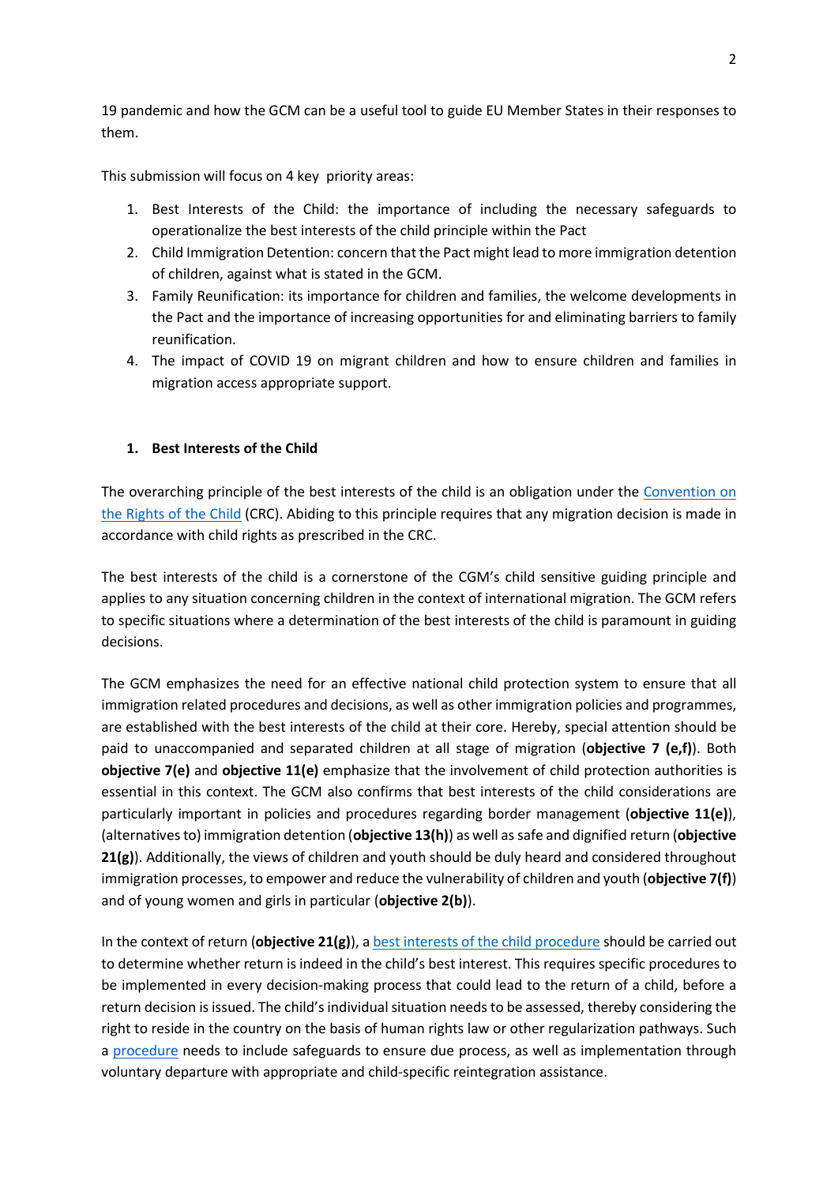19 pandemic and how the GCM can be a useful tool to guide EU Member States in their responses to them.

This submission will focus on 4 key priority areas:

1. Best Interests of the Child: the importance of including the necessary safeguards to operationalize the best interests of the child principle within the Pact
2. Child Immigration Detention: concern that the Pact might lead to more immigration detention of children, against what is stated in the GCM.
3. Family Reunification: its importance for children and families, the welcome developments in the Pact and the importance of increasing opportunities for and eliminating barriers to family reunification.
4. The impact of COVID 19 on migrant children and how to ensure children and families in migration access appropriate support.

## 1. Best Interests of the Child

The overarching principle of the best interests of the child is an obligation under the Convention on the Rights of the Child (CRC). Abiding to this principle requires that any migration decision is made in accordance with child rights as prescribed in the CRC.

The best interests of the child is a cornerstone of the CGM's child sensitive guiding principle and applies to any situation concerning children in the context of international migration. The GCM refers to specific situations where a determination of the best interests of the child is paramount in guiding decisions.

The GCM emphasizes the need for an effective national child protection system to ensure that all immigration related procedures and decisions, as well as other immigration policies and programmes, are established with the best interests of the child at their core. Hereby, special attention should be paid to unaccompanied and separated children at all stage of migration (**objective 7 (e,f)**). Both **objective 7(e)** and **objective 11(e)** emphasize that the involvement of child protection authorities is essential in this context. The GCM also confirms that best interests of the child considerations are particularly important in policies and procedures regarding border management (**objective 11(e)**), (alternatives to) immigration detention (**objective 13(h)**) as well as safe and dignified return (**objective 21(g)**). Additionally, the views of children and youth should be duly heard and considered throughout immigration processes, to empower and reduce the vulnerability of children and youth (**objective 7(f)**) and of young women and girls in particular (**objective 2(b)**).

In the context of return (**objective 21(g)**), a best interests of the child procedure should be carried out to determine whether return is indeed in the child's best interest. This requires specific procedures to be implemented in every decision-making process that could lead to the return of a child, before a return decision is issued. The child's individual situation needs to be assessed, thereby considering the right to reside in the country on the basis of human rights law or other regularization pathways. Such a procedure needs to include safeguards to ensure due process, as well as implementation through voluntary departure with appropriate and child-specific reintegration assistance.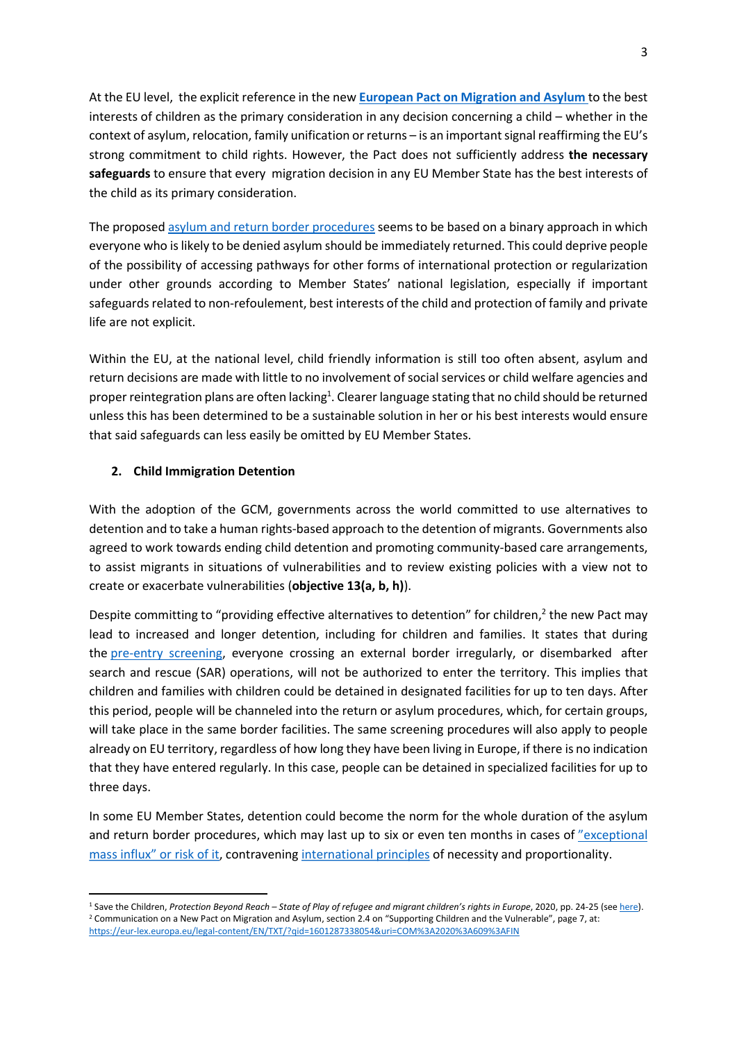At the EU level, the explicit reference in the new **European Pact on Migration and Asylum** to the best interests of children as the primary consideration in any decision concerning a child – whether in the context of asylum, relocation, family unification or returns – is an important signal reaffirming the EU's strong commitment to child rights. However, the Pact does not sufficiently address **the necessary safeguards** to ensure that every migration decision in any EU Member State has the best interests of the child as its primary consideration.

The proposed asylum and return border procedures seems to be based on a binary approach in which everyone who is likely to be denied asylum should be immediately returned. This could deprive people of the possibility of accessing pathways for other forms of international protection or regularization under other grounds according to Member States' national legislation, especially if important safeguards related to non-refoulement, best interests of the child and protection of family and private life are not explicit.

Within the EU, at the national level, child friendly information is still too often absent, asylum and return decisions are made with little to no involvement of social services or child welfare agencies and proper reintegration plans are often lacking[1]. Clearer language stating that no child should be returned unless this has been determined to be a sustainable solution in her or his best interests would ensure that said safeguards can less easily be omitted by EU Member States.

## 2. Child Immigration Detention

With the adoption of the GCM, governments across the world committed to use alternatives to detention and to take a human rights-based approach to the detention of migrants. Governments also agreed to work towards ending child detention and promoting community-based care arrangements, to assist migrants in situations of vulnerabilities and to review existing policies with a view not to create or exacerbate vulnerabilities (**objective 13(a, b, h)**).

Despite committing to "providing effective alternatives to detention" for children,[2] the new Pact may lead to increased and longer detention, including for children and families. It states that during the pre-entry screening, everyone crossing an external border irregularly, or disembarked after search and rescue (SAR) operations, will not be authorized to enter the territory. This implies that children and families with children could be detained in designated facilities for up to ten days. After this period, people will be channeled into the return or asylum procedures, which, for certain groups, will take place in the same border facilities. The same screening procedures will also apply to people already on EU territory, regardless of how long they have been living in Europe, if there is no indication that they have entered regularly. In this case, people can be detained in specialized facilities for up to three days.

In some EU Member States, detention could become the norm for the whole duration of the asylum and return border procedures, which may last up to six or even ten months in cases of "exceptional mass influx" or risk of it, contravening international principles of necessity and proportionality.

---

[1] Save the Children, *Protection Beyond Reach – State of Play of refugee and migrant children's rights in Europe*, 2020, pp. 24-25 (see here).

[2] Communication on a New Pact on Migration and Asylum, section 2.4 on "Supporting Children and the Vulnerable", page 7, at: https://eur-lex.europa.eu/legal-content/EN/TXT/?qid=1601287338054&uri=COM%3A2020%3A609%3AFIN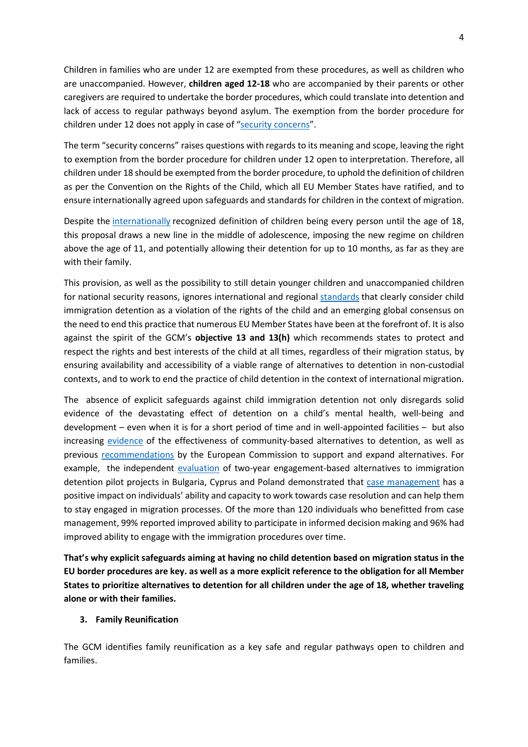Children in families who are under 12 are exempted from these procedures, as well as children who are unaccompanied. However, **children aged 12-18** who are accompanied by their parents or other caregivers are required to undertake the border procedures, which could translate into detention and lack of access to regular pathways beyond asylum. The exemption from the border procedure for children under 12 does not apply in case of "security concerns".

The term "security concerns" raises questions with regards to its meaning and scope, leaving the right to exemption from the border procedure for children under 12 open to interpretation. Therefore, all children under 18 should be exempted from the border procedure, to uphold the definition of children as per the Convention on the Rights of the Child, which all EU Member States have ratified, and to ensure internationally agreed upon safeguards and standards for children in the context of migration.

Despite the internationally recognized definition of children being every person until the age of 18, this proposal draws a new line in the middle of adolescence, imposing the new regime on children above the age of 11, and potentially allowing their detention for up to 10 months, as far as they are with their family.

This provision, as well as the possibility to still detain younger children and unaccompanied children for national security reasons, ignores international and regional standards that clearly consider child immigration detention as a violation of the rights of the child and an emerging global consensus on the need to end this practice that numerous EU Member States have been at the forefront of. It is also against the spirit of the GCM's **objective 13 and 13(h)** which recommends states to protect and respect the rights and best interests of the child at all times, regardless of their migration status, by ensuring availability and accessibility of a viable range of alternatives to detention in non-custodial contexts, and to work to end the practice of child detention in the context of international migration.

The absence of explicit safeguards against child immigration detention not only disregards solid evidence of the devastating effect of detention on a child's mental health, well-being and development – even when it is for a short period of time and in well-appointed facilities – but also increasing evidence of the effectiveness of community-based alternatives to detention, as well as previous recommendations by the European Commission to support and expand alternatives. For example, the independent evaluation of two-year engagement-based alternatives to immigration detention pilot projects in Bulgaria, Cyprus and Poland demonstrated that case management has a positive impact on individuals' ability and capacity to work towards case resolution and can help them to stay engaged in migration processes. Of the more than 120 individuals who benefitted from case management, 99% reported improved ability to participate in informed decision making and 96% had improved ability to engage with the immigration procedures over time.

**That's why explicit safeguards aiming at having no child detention based on migration status in the EU border procedures are key. as well as a more explicit reference to the obligation for all Member States to prioritize alternatives to detention for all children under the age of 18, whether traveling alone or with their families.**

## 3. Family Reunification

The GCM identifies family reunification as a key safe and regular pathways open to children and families.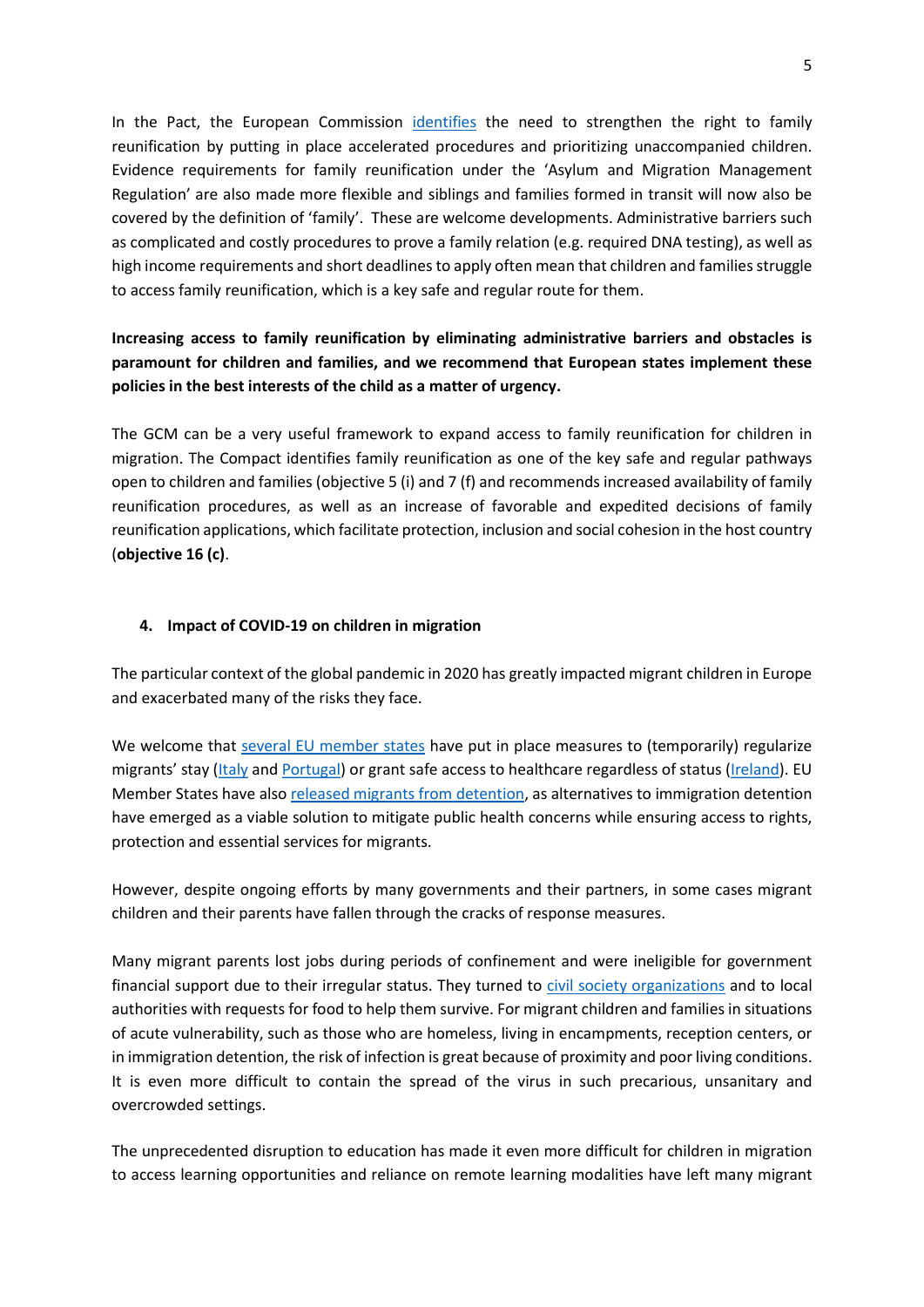In the Pact, the European Commission identifies the need to strengthen the right to family reunification by putting in place accelerated procedures and prioritizing unaccompanied children. Evidence requirements for family reunification under the 'Asylum and Migration Management Regulation' are also made more flexible and siblings and families formed in transit will now also be covered by the definition of 'family'. These are welcome developments. Administrative barriers such as complicated and costly procedures to prove a family relation (e.g. required DNA testing), as well as high income requirements and short deadlines to apply often mean that children and families struggle to access family reunification, which is a key safe and regular route for them.

**Increasing access to family reunification by eliminating administrative barriers and obstacles is paramount for children and families, and we recommend that European states implement these policies in the best interests of the child as a matter of urgency.**

The GCM can be a very useful framework to expand access to family reunification for children in migration. The Compact identifies family reunification as one of the key safe and regular pathways open to children and families (objective 5 (i) and 7 (f) and recommends increased availability of family reunification procedures, as well as an increase of favorable and expedited decisions of family reunification applications, which facilitate protection, inclusion and social cohesion in the host country (**objective 16 (c)**.

## 4. Impact of COVID-19 on children in migration

The particular context of the global pandemic in 2020 has greatly impacted migrant children in Europe and exacerbated many of the risks they face.

We welcome that several EU member states have put in place measures to (temporarily) regularize migrants' stay (Italy and Portugal) or grant safe access to healthcare regardless of status (Ireland). EU Member States have also released migrants from detention, as alternatives to immigration detention have emerged as a viable solution to mitigate public health concerns while ensuring access to rights, protection and essential services for migrants.

However, despite ongoing efforts by many governments and their partners, in some cases migrant children and their parents have fallen through the cracks of response measures.

Many migrant parents lost jobs during periods of confinement and were ineligible for government financial support due to their irregular status. They turned to civil society organizations and to local authorities with requests for food to help them survive. For migrant children and families in situations of acute vulnerability, such as those who are homeless, living in encampments, reception centers, or in immigration detention, the risk of infection is great because of proximity and poor living conditions. It is even more difficult to contain the spread of the virus in such precarious, unsanitary and overcrowded settings.

The unprecedented disruption to education has made it even more difficult for children in migration to access learning opportunities and reliance on remote learning modalities have left many migrant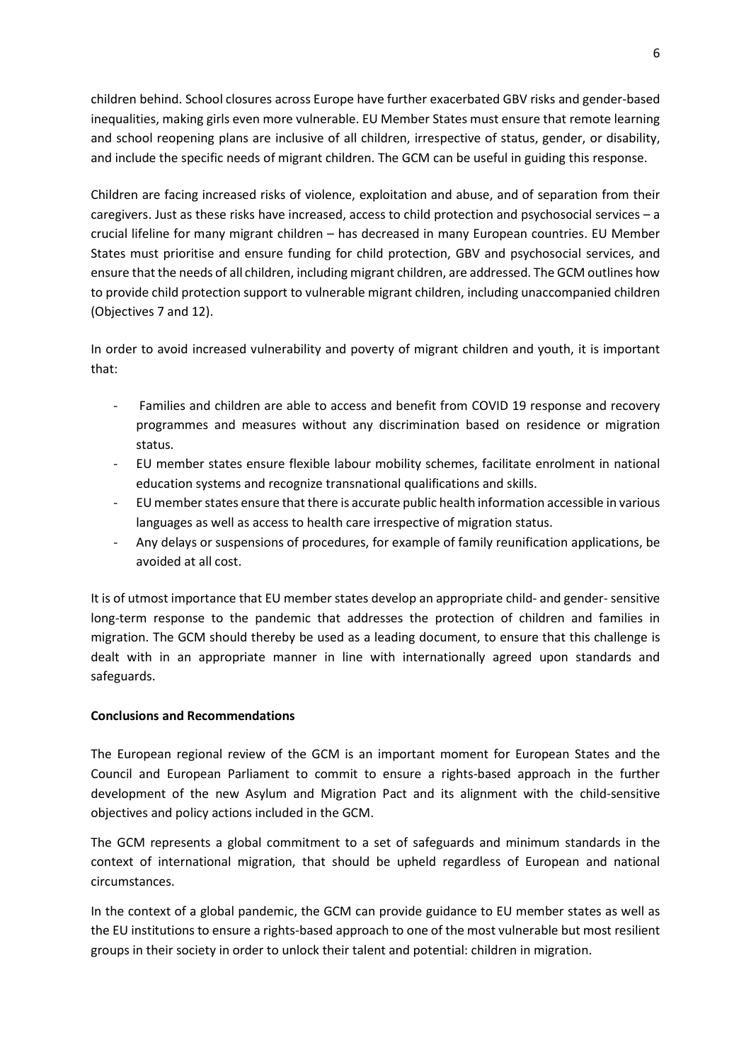children behind. School closures across Europe have further exacerbated GBV risks and gender-based inequalities, making girls even more vulnerable. EU Member States must ensure that remote learning and school reopening plans are inclusive of all children, irrespective of status, gender, or disability, and include the specific needs of migrant children. The GCM can be useful in guiding this response.

Children are facing increased risks of violence, exploitation and abuse, and of separation from their caregivers. Just as these risks have increased, access to child protection and psychosocial services – a crucial lifeline for many migrant children – has decreased in many European countries. EU Member States must prioritise and ensure funding for child protection, GBV and psychosocial services, and ensure that the needs of all children, including migrant children, are addressed. The GCM outlines how to provide child protection support to vulnerable migrant children, including unaccompanied children (Objectives 7 and 12).

In order to avoid increased vulnerability and poverty of migrant children and youth, it is important that:

- Families and children are able to access and benefit from COVID 19 response and recovery programmes and measures without any discrimination based on residence or migration status.
- EU member states ensure flexible labour mobility schemes, facilitate enrolment in national education systems and recognize transnational qualifications and skills.
- EU member states ensure that there is accurate public health information accessible in various languages as well as access to health care irrespective of migration status.
- Any delays or suspensions of procedures, for example of family reunification applications, be avoided at all cost.

It is of utmost importance that EU member states develop an appropriate child- and gender- sensitive long-term response to the pandemic that addresses the protection of children and families in migration. The GCM should thereby be used as a leading document, to ensure that this challenge is dealt with in an appropriate manner in line with internationally agreed upon standards and safeguards.

**Conclusions and Recommendations**

The European regional review of the GCM is an important moment for European States and the Council and European Parliament to commit to ensure a rights-based approach in the further development of the new Asylum and Migration Pact and its alignment with the child-sensitive objectives and policy actions included in the GCM.

The GCM represents a global commitment to a set of safeguards and minimum standards in the context of international migration, that should be upheld regardless of European and national circumstances.

In the context of a global pandemic, the GCM can provide guidance to EU member states as well as the EU institutions to ensure a rights-based approach to one of the most vulnerable but most resilient groups in their society in order to unlock their talent and potential: children in migration.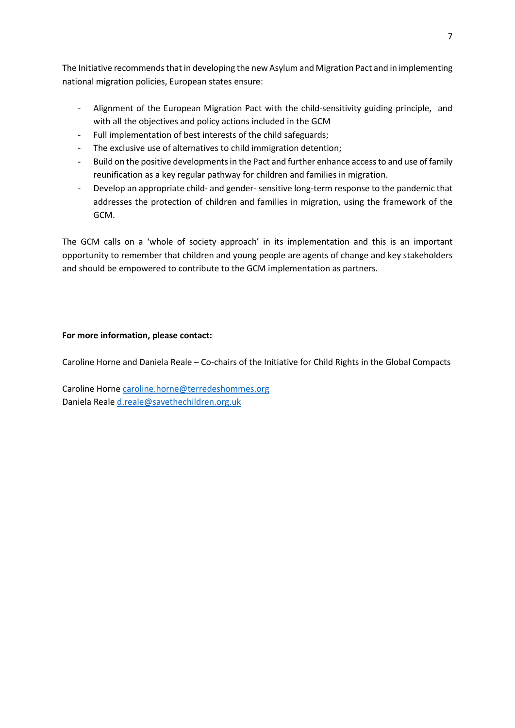The Initiative recommends that in developing the new Asylum and Migration Pact and in implementing national migration policies, European states ensure:

- Alignment of the European Migration Pact with the child-sensitivity guiding principle, and with all the objectives and policy actions included in the GCM
- Full implementation of best interests of the child safeguards;
- The exclusive use of alternatives to child immigration detention;
- Build on the positive developments in the Pact and further enhance access to and use of family reunification as a key regular pathway for children and families in migration.
- Develop an appropriate child- and gender- sensitive long-term response to the pandemic that addresses the protection of children and families in migration, using the framework of the GCM.

The GCM calls on a 'whole of society approach' in its implementation and this is an important opportunity to remember that children and young people are agents of change and key stakeholders and should be empowered to contribute to the GCM implementation as partners.

**For more information, please contact:**

Caroline Horne and Daniela Reale – Co-chairs of the Initiative for Child Rights in the Global Compacts

Caroline Horne caroline.horne@terredeshommes.org
Daniela Reale d.reale@savethechildren.org.uk